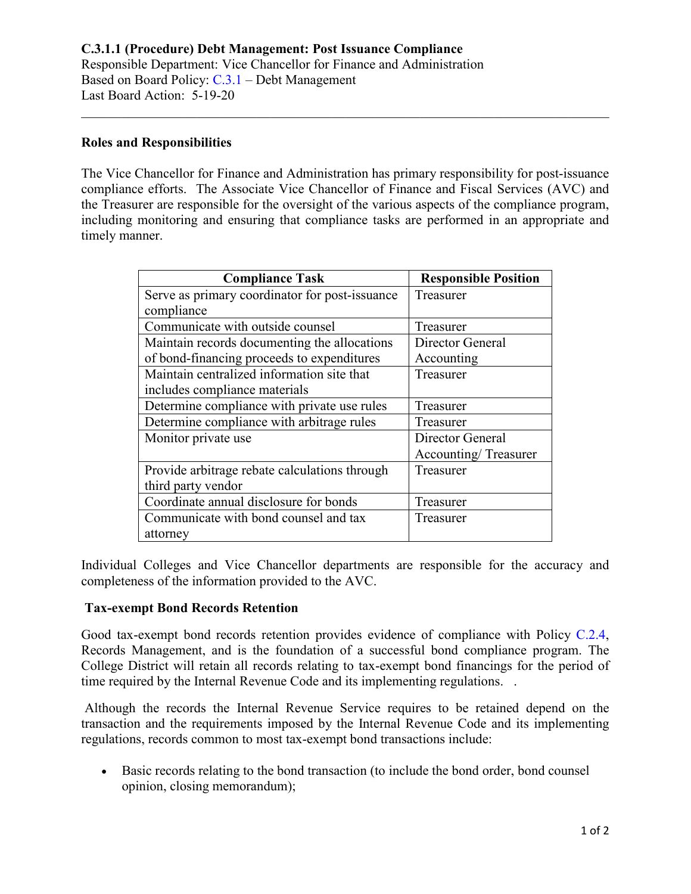**C.3.1.1 (Procedure) Debt Management: Post Issuance Compliance**
Responsible Department: Vice Chancellor for Finance and Administration
Based on Board Policy: C.3.1 – Debt Management
Last Board Action: 5-19-20

---

### Roles and Responsibilities

The Vice Chancellor for Finance and Administration has primary responsibility for post-issuance compliance efforts. The Associate Vice Chancellor of Finance and Fiscal Services (AVC) and the Treasurer are responsible for the oversight of the various aspects of the compliance program, including monitoring and ensuring that compliance tasks are performed in an appropriate and timely manner.

| Compliance Task | Responsible Position |
|---|---|
| Serve as primary coordinator for post-issuance compliance | Treasurer |
| Communicate with outside counsel | Treasurer |
| Maintain records documenting the allocations of bond-financing proceeds to expenditures | Director General Accounting |
| Maintain centralized information site that includes compliance materials | Treasurer |
| Determine compliance with private use rules | Treasurer |
| Determine compliance with arbitrage rules | Treasurer |
| Monitor private use | Director General Accounting/ Treasurer |
| Provide arbitrage rebate calculations through third party vendor | Treasurer |
| Coordinate annual disclosure for bonds | Treasurer |
| Communicate with bond counsel and tax attorney | Treasurer |

Individual Colleges and Vice Chancellor departments are responsible for the accuracy and completeness of the information provided to the AVC.

### Tax-exempt Bond Records Retention

Good tax-exempt bond records retention provides evidence of compliance with Policy C.2.4, Records Management, and is the foundation of a successful bond compliance program. The College District will retain all records relating to tax-exempt bond financings for the period of time required by the Internal Revenue Code and its implementing regulations.  .

Although the records the Internal Revenue Service requires to be retained depend on the transaction and the requirements imposed by the Internal Revenue Code and its implementing regulations, records common to most tax-exempt bond transactions include:

- Basic records relating to the bond transaction (to include the bond order, bond counsel opinion, closing memorandum);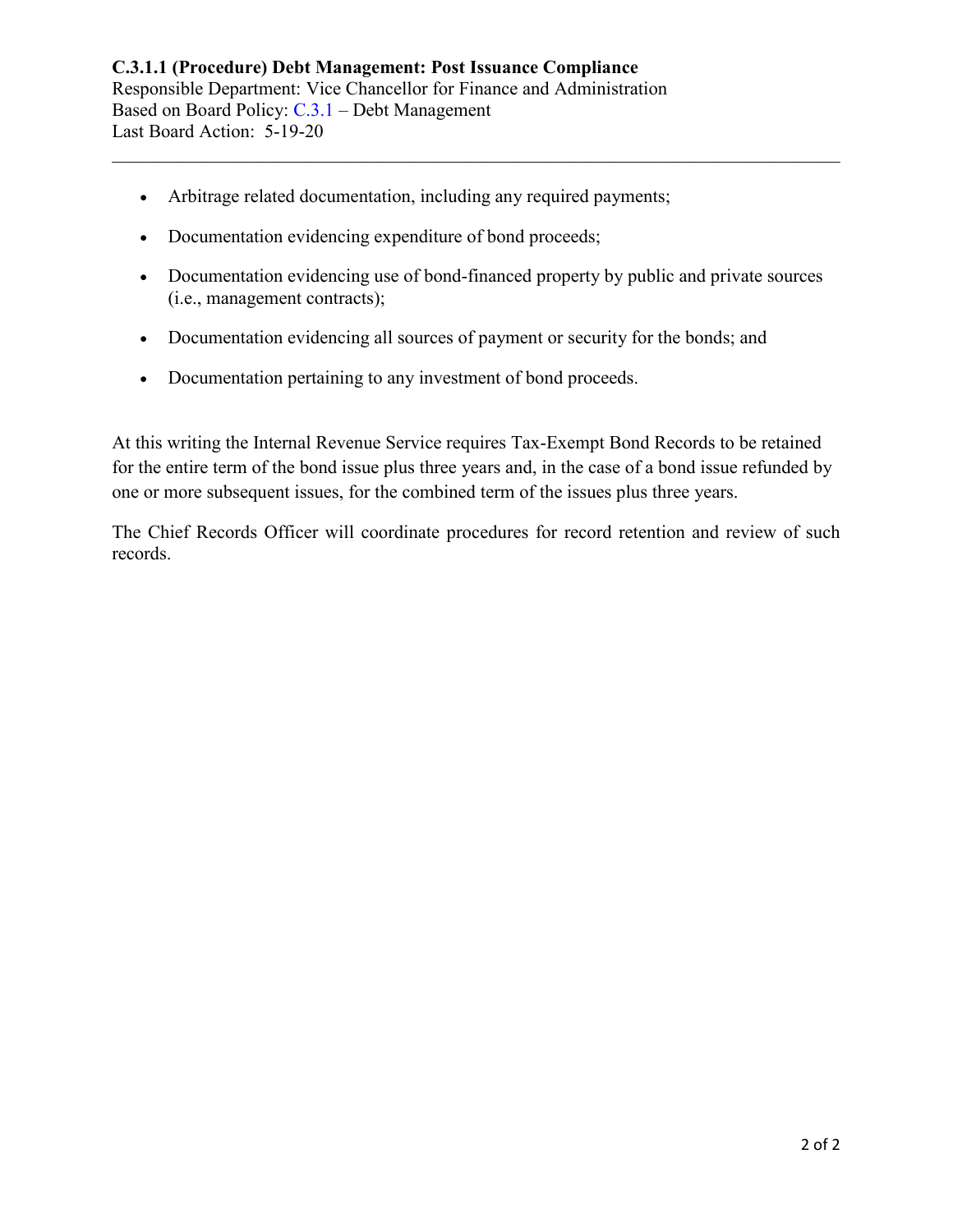- Arbitrage related documentation, including any required payments;
- Documentation evidencing expenditure of bond proceeds;
- Documentation evidencing use of bond-financed property by public and private sources (i.e., management contracts);
- Documentation evidencing all sources of payment or security for the bonds; and
- Documentation pertaining to any investment of bond proceeds.

At this writing the Internal Revenue Service requires Tax-Exempt Bond Records to be retained for the entire term of the bond issue plus three years and, in the case of a bond issue refunded by one or more subsequent issues, for the combined term of the issues plus three years.

The Chief Records Officer will coordinate procedures for record retention and review of such records.